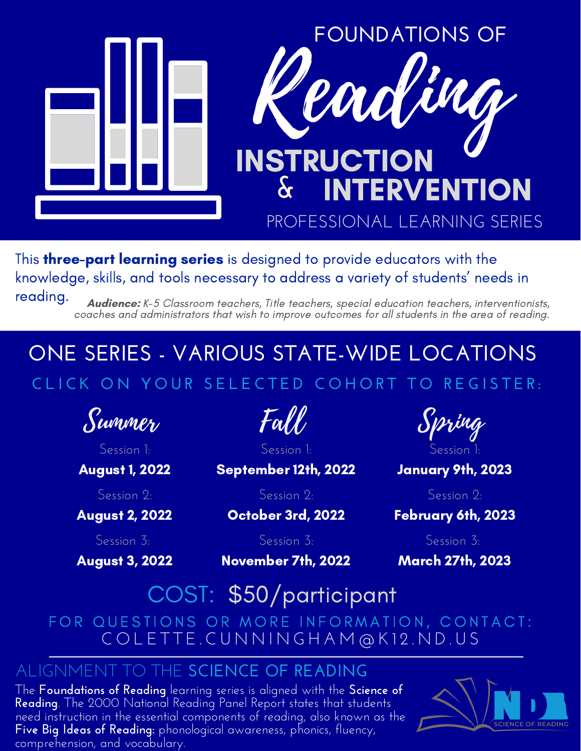# FOUNDATIONS OF Reading INSTRUCTION & INTERVENTION

PROFESSIONAL LEARNING SERIES

This **three-part learning series** is designed to provide educators with the knowledge, skills, and tools necessary to address a variety of students' needs in reading.

***Audience:*** *K-5 Classroom teachers, Title teachers, special education teachers, interventionists, coaches and administrators that wish to improve outcomes for all students in the area of reading.*

## ONE SERIES - VARIOUS STATE-WIDE LOCATIONS

### CLICK ON YOUR SELECTED COHORT TO REGISTER:

| Summer | Fall | Spring |
|---|---|---|
| Session 1: **August 1, 2022** | Session 1: **September 12th, 2022** | Session 1: **January 9th, 2023** |
| Session 2: **August 2, 2022** | Session 2: **October 3rd, 2022** | Session 2: **February 6th, 2023** |
| Session 3: **August 3, 2022** | Session 3: **November 7th, 2022** | Session 3: **March 27th, 2023** |

## COST: $50/participant

FOR QUESTIONS OR MORE INFORMATION, CONTACT:
COLETTE.CUNNINGHAM@K12.ND.US

---

## ALIGNMENT TO THE SCIENCE OF READING

The **Foundations of Reading** learning series is aligned with the **Science of Reading**. The 2000 National Reading Panel Report states that students need instruction in the essential components of reading, also known as the **Five Big Ideas of Reading:** phonological awareness, phonics, fluency, comprehension, and vocabulary.

ND SCIENCE OF READING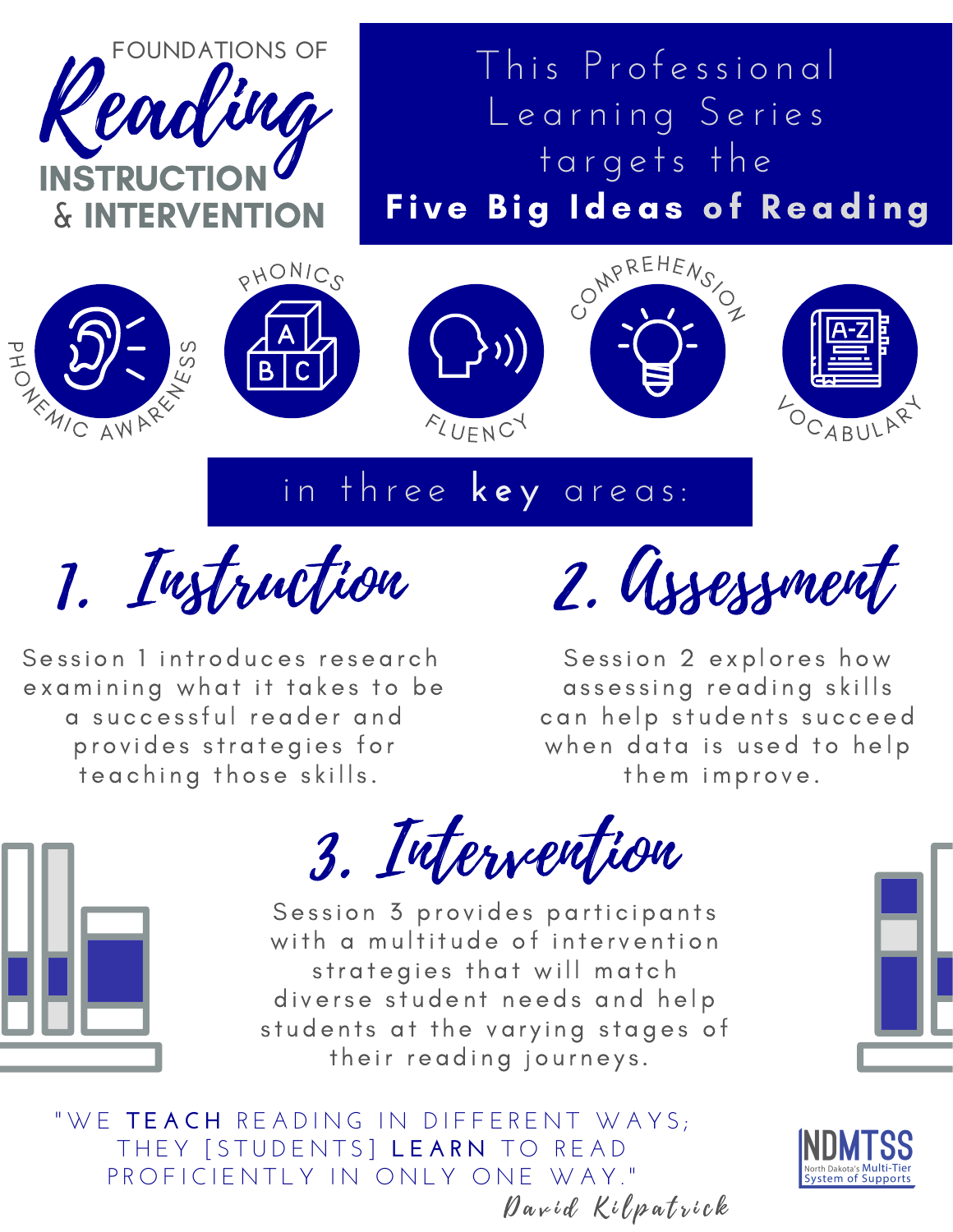# FOUNDATIONS OF *Reading* INSTRUCTION & INTERVENTION

This Professional Learning Series targets the **Five Big Ideas of Reading**

PHONEMIC AWARENESS

PHONICS

FLUENCY

COMPREHENSION

VOCABULARY

in three **key** areas:

## 1. *Instruction*

Session 1 introduces research examining what it takes to be a successful reader and provides strategies for teaching those skills.

## 2. *Assessment*

Session 2 explores how assessing reading skills can help students succeed when data is used to help them improve.

## 3. *Intervention*

Session 3 provides participants with a multitude of intervention strategies that will match diverse student needs and help students at the varying stages of their reading journeys.

"WE **TEACH** READING IN DIFFERENT WAYS; THEY [STUDENTS] **LEARN** TO READ PROFICIENTLY IN ONLY ONE WAY."

*David Kilpatrick*

NDMTSS North Dakota's Multi-Tier System of Supports